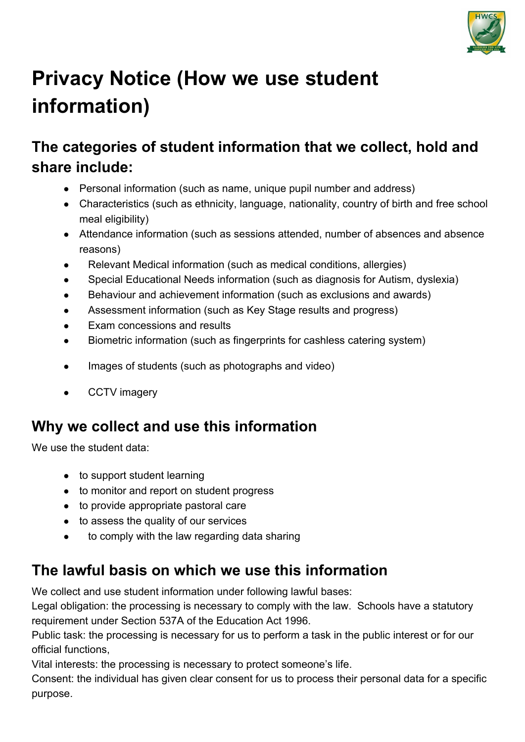# Privacy Notice (How we use student information)

## The categories of student information that we collect, hold and share include:

- Personal information (such as name, unique pupil number and address)
- Characteristics (such as ethnicity, language, nationality, country of birth and free school meal eligibility)
- Attendance information (such as sessions attended, number of absences and absence reasons)
- Relevant Medical information (such as medical conditions, allergies)
- Special Educational Needs information (such as diagnosis for Autism, dyslexia)
- Behaviour and achievement information (such as exclusions and awards)
- Assessment information (such as Key Stage results and progress)
- Exam concessions and results
- Biometric information (such as fingerprints for cashless catering system)
- Images of students (such as photographs and video)
- CCTV imagery

## Why we collect and use this information

We use the student data:

- to support student learning
- to monitor and report on student progress
- to provide appropriate pastoral care
- to assess the quality of our services
- to comply with the law regarding data sharing

## The lawful basis on which we use this information

We collect and use student information under following lawful bases:
Legal obligation: the processing is necessary to comply with the law. Schools have a statutory requirement under Section 537A of the Education Act 1996.
Public task: the processing is necessary for us to perform a task in the public interest or for our official functions,
Vital interests: the processing is necessary to protect someone's life.
Consent: the individual has given clear consent for us to process their personal data for a specific purpose.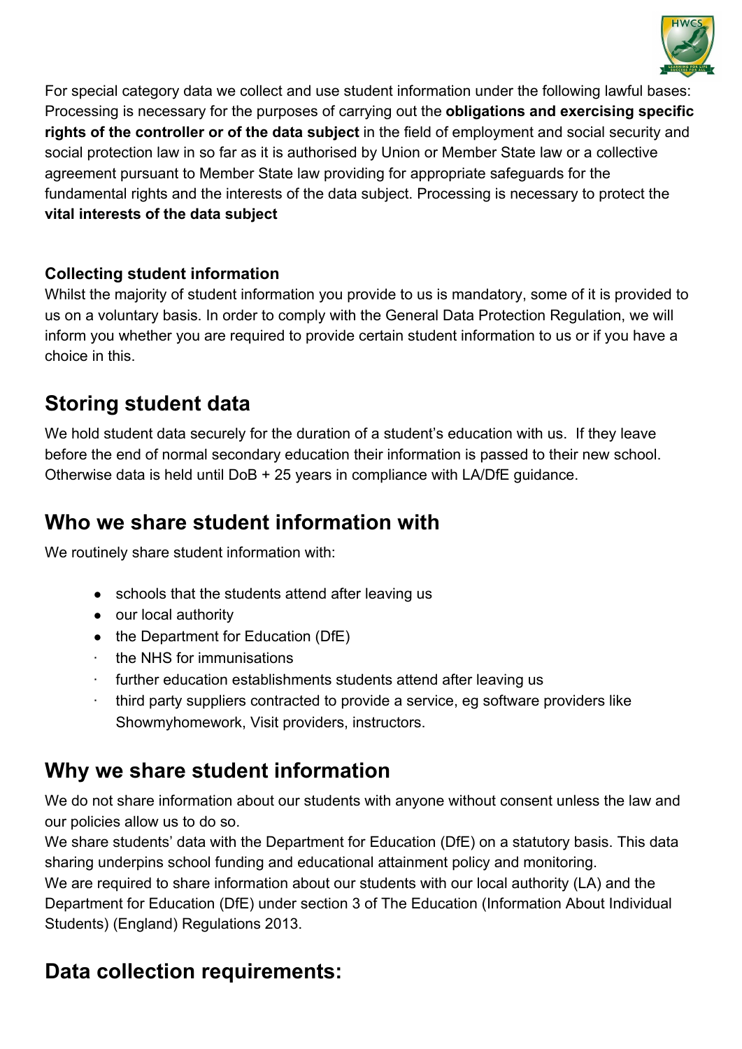For special category data we collect and use student information under the following lawful bases: Processing is necessary for the purposes of carrying out the **obligations and exercising specific rights of the controller or of the data subject** in the field of employment and social security and social protection law in so far as it is authorised by Union or Member State law or a collective agreement pursuant to Member State law providing for appropriate safeguards for the fundamental rights and the interests of the data subject. Processing is necessary to protect the **vital interests of the data subject**

**Collecting student information**

Whilst the majority of student information you provide to us is mandatory, some of it is provided to us on a voluntary basis. In order to comply with the General Data Protection Regulation, we will inform you whether you are required to provide certain student information to us or if you have a choice in this.

## Storing student data

We hold student data securely for the duration of a student's education with us. If they leave before the end of normal secondary education their information is passed to their new school. Otherwise data is held until DoB + 25 years in compliance with LA/DfE guidance.

## Who we share student information with

We routinely share student information with:

- schools that the students attend after leaving us
- our local authority
- the Department for Education (DfE)
- the NHS for immunisations
- further education establishments students attend after leaving us
- third party suppliers contracted to provide a service, eg software providers like Showmyhomework, Visit providers, instructors.

## Why we share student information

We do not share information about our students with anyone without consent unless the law and our policies allow us to do so.

We share students' data with the Department for Education (DfE) on a statutory basis. This data sharing underpins school funding and educational attainment policy and monitoring.

We are required to share information about our students with our local authority (LA) and the Department for Education (DfE) under section 3 of The Education (Information About Individual Students) (England) Regulations 2013.

## Data collection requirements: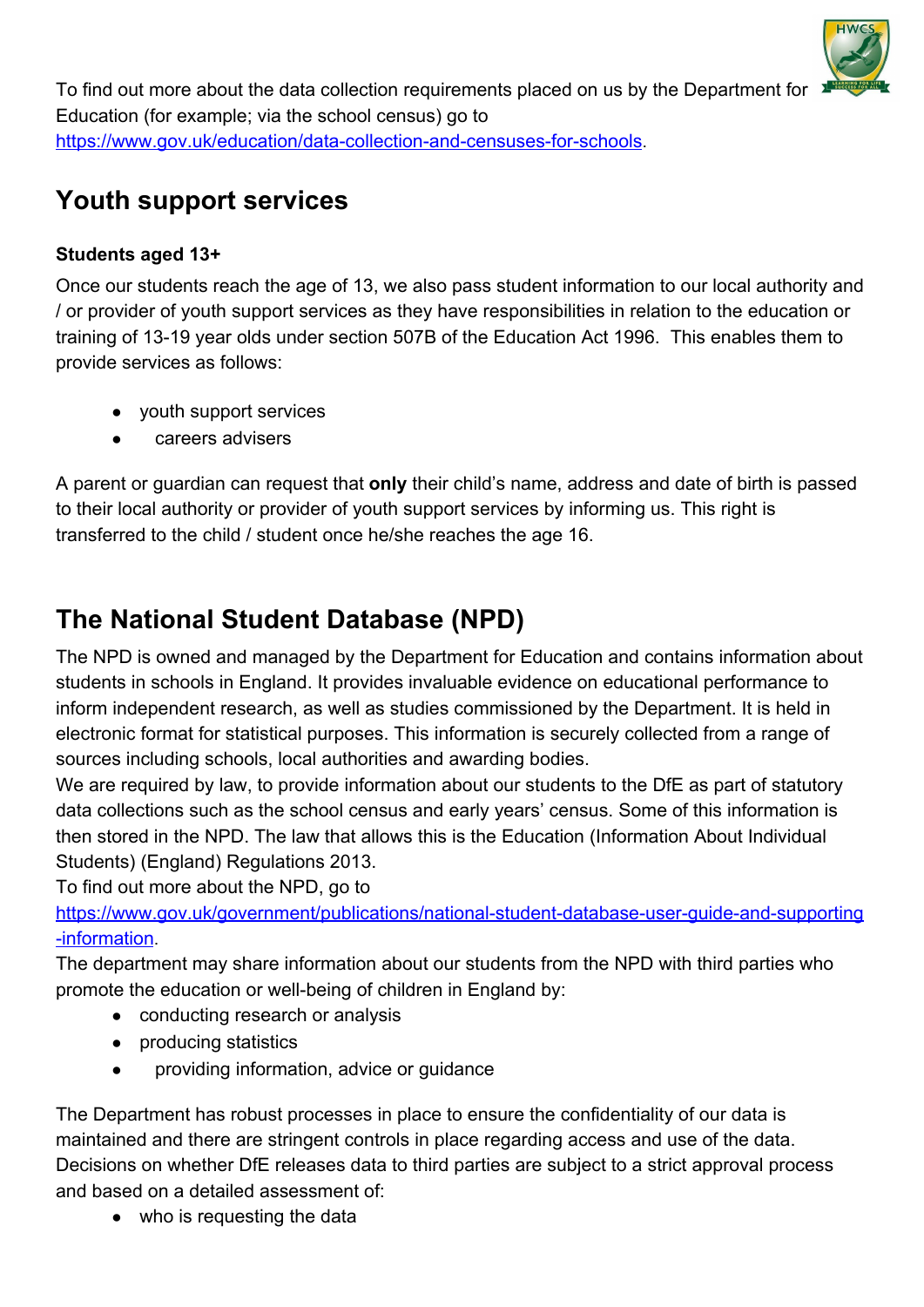To find out more about the data collection requirements placed on us by the Department for Education (for example; via the school census) go to [https://www.gov.uk/education/data-collection-and-censuses-for-schools](https://www.gov.uk/education/data-collection-and-censuses-for-schools).

## Youth support services

**Students aged 13+**

Once our students reach the age of 13, we also pass student information to our local authority and / or provider of youth support services as they have responsibilities in relation to the education or training of 13-19 year olds under section 507B of the Education Act 1996. This enables them to provide services as follows:

- youth support services
- careers advisers

A parent or guardian can request that **only** their child's name, address and date of birth is passed to their local authority or provider of youth support services by informing us. This right is transferred to the child / student once he/she reaches the age 16.

## The National Student Database (NPD)

The NPD is owned and managed by the Department for Education and contains information about students in schools in England. It provides invaluable evidence on educational performance to inform independent research, as well as studies commissioned by the Department. It is held in electronic format for statistical purposes. This information is securely collected from a range of sources including schools, local authorities and awarding bodies.

We are required by law, to provide information about our students to the DfE as part of statutory data collections such as the school census and early years' census. Some of this information is then stored in the NPD. The law that allows this is the Education (Information About Individual Students) (England) Regulations 2013.

To find out more about the NPD, go to [https://www.gov.uk/government/publications/national-student-database-user-guide-and-supporting-information](https://www.gov.uk/government/publications/national-student-database-user-guide-and-supporting-information).

The department may share information about our students from the NPD with third parties who promote the education or well-being of children in England by:

- conducting research or analysis
- producing statistics
- providing information, advice or guidance

The Department has robust processes in place to ensure the confidentiality of our data is maintained and there are stringent controls in place regarding access and use of the data. Decisions on whether DfE releases data to third parties are subject to a strict approval process and based on a detailed assessment of:

- who is requesting the data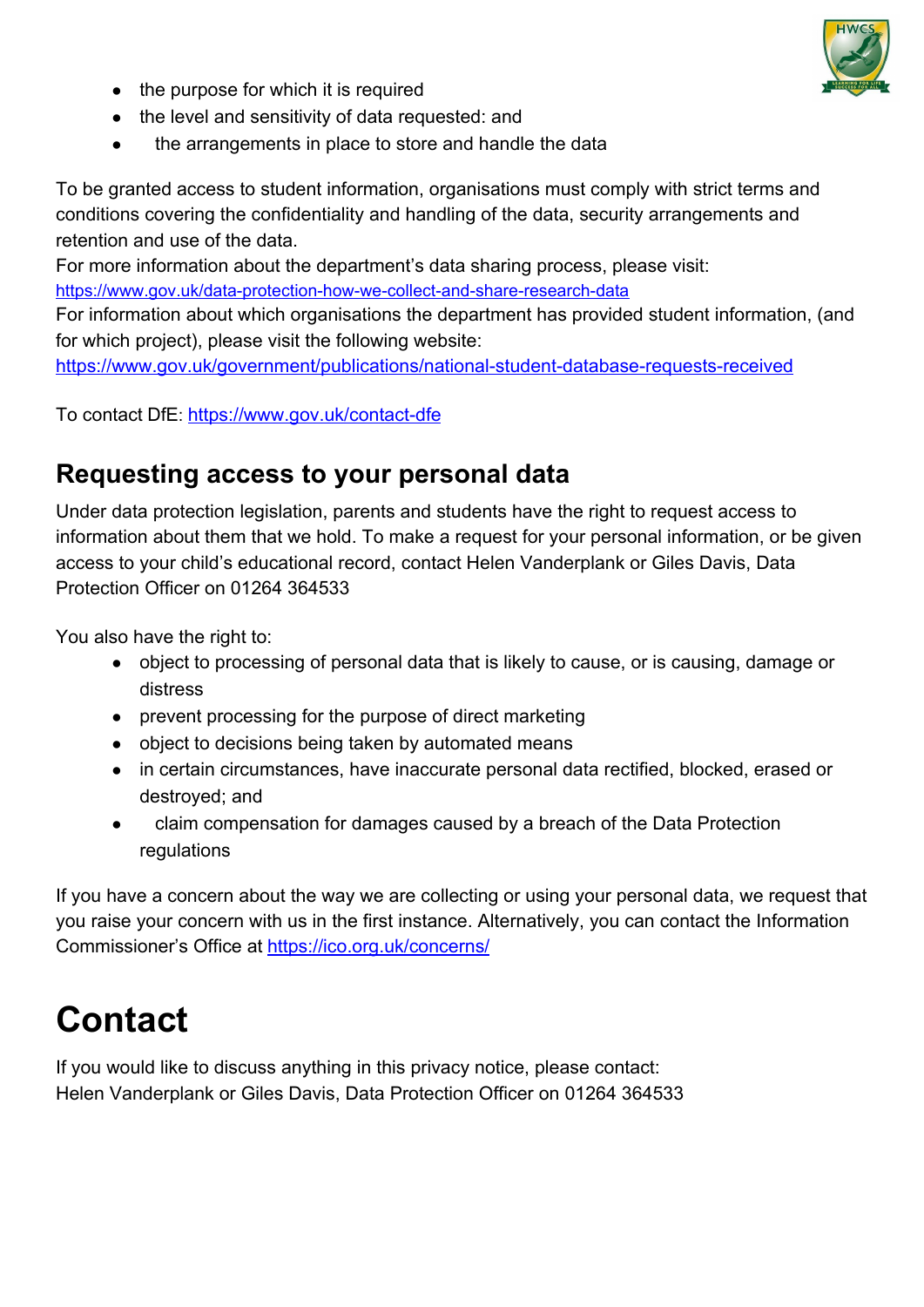- the purpose for which it is required
- the level and sensitivity of data requested: and
- the arrangements in place to store and handle the data

To be granted access to student information, organisations must comply with strict terms and conditions covering the confidentiality and handling of the data, security arrangements and retention and use of the data.
For more information about the department's data sharing process, please visit:
https://www.gov.uk/data-protection-how-we-collect-and-share-research-data
For information about which organisations the department has provided student information, (and for which project), please visit the following website:
https://www.gov.uk/government/publications/national-student-database-requests-received

To contact DfE: https://www.gov.uk/contact-dfe

## Requesting access to your personal data

Under data protection legislation, parents and students have the right to request access to information about them that we hold. To make a request for your personal information, or be given access to your child's educational record, contact Helen Vanderplank or Giles Davis, Data Protection Officer on 01264 364533

You also have the right to:

- object to processing of personal data that is likely to cause, or is causing, damage or distress
- prevent processing for the purpose of direct marketing
- object to decisions being taken by automated means
- in certain circumstances, have inaccurate personal data rectified, blocked, erased or destroyed; and
- claim compensation for damages caused by a breach of the Data Protection regulations

If you have a concern about the way we are collecting or using your personal data, we request that you raise your concern with us in the first instance. Alternatively, you can contact the Information Commissioner's Office at https://ico.org.uk/concerns/

# Contact

If you would like to discuss anything in this privacy notice, please contact:
Helen Vanderplank or Giles Davis, Data Protection Officer on 01264 364533